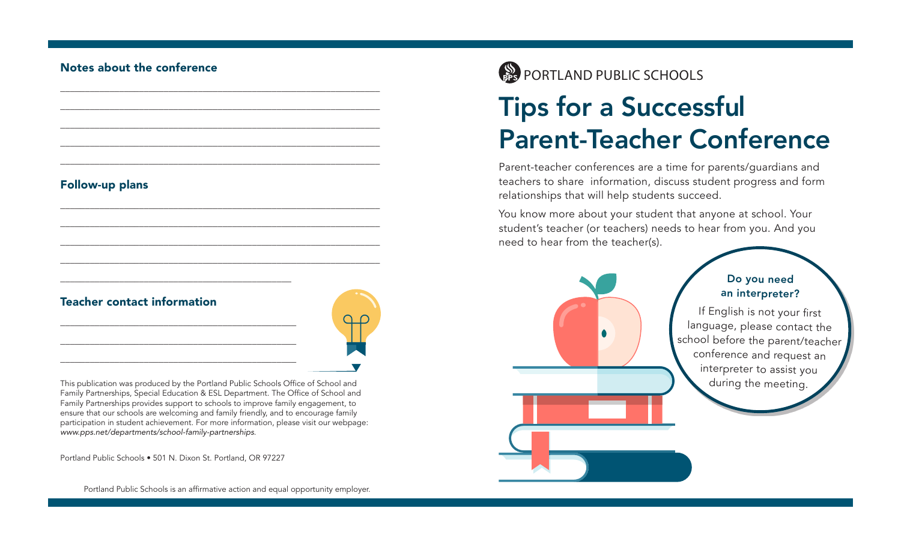## Notes about the conference

\_\_\_\_\_\_\_\_\_\_\_\_\_\_\_\_\_\_\_\_\_\_\_\_\_\_\_\_\_\_\_\_\_\_\_\_\_\_\_\_\_\_\_\_\_\_\_\_\_\_\_\_\_\_\_\_\_\_\_\_

\_\_\_\_\_\_\_\_\_\_\_\_\_\_\_\_\_\_\_\_\_\_\_\_\_\_\_\_\_\_\_\_\_\_\_\_\_\_\_\_\_\_\_\_\_\_\_\_\_\_\_\_\_\_\_\_\_\_\_\_

\_\_\_\_\_\_\_\_\_\_\_\_\_\_\_\_\_\_\_\_\_\_\_\_\_\_\_\_\_\_\_\_\_\_\_\_\_\_\_\_\_\_\_\_\_\_\_\_\_\_\_\_\_\_\_\_\_\_\_\_

\_\_\_\_\_\_\_\_\_\_\_\_\_\_\_\_\_\_\_\_\_\_\_\_\_\_\_\_\_\_\_\_\_\_\_\_\_\_\_\_\_\_\_\_\_\_\_\_\_\_\_\_\_\_\_\_\_\_\_\_

\_\_\_\_\_\_\_\_\_\_\_\_\_\_\_\_\_\_\_\_\_\_\_\_\_\_\_\_\_\_\_\_\_\_\_\_\_\_\_\_\_\_\_\_\_\_\_\_\_\_\_\_\_\_\_\_\_\_\_\_

## Follow-up plans

\_\_\_\_\_\_\_\_\_\_\_\_\_\_\_\_\_\_\_\_\_\_\_\_\_\_\_\_\_\_\_\_\_\_\_\_\_\_\_\_\_\_\_\_\_\_\_\_\_\_\_\_\_\_\_\_\_\_\_\_

\_\_\_\_\_\_\_\_\_\_\_\_\_\_\_\_\_\_\_\_\_\_\_\_\_\_\_\_\_\_\_\_\_\_\_\_\_\_\_\_\_\_\_\_\_\_\_\_\_\_\_\_\_\_\_\_\_\_\_\_

\_\_\_\_\_\_\_\_\_\_\_\_\_\_\_\_\_\_\_\_\_\_\_\_\_\_\_\_\_\_\_\_\_\_\_\_\_\_\_\_\_\_\_\_\_\_\_\_\_\_\_\_\_\_\_\_\_\_\_\_

\_\_\_\_\_\_\_\_\_\_\_\_\_\_\_\_\_\_\_\_\_\_\_\_\_\_\_\_\_\_\_\_\_\_\_\_\_\_\_\_\_\_\_\_\_\_\_\_\_\_\_\_\_\_\_\_\_\_\_\_

\_\_\_\_\_\_\_\_\_\_\_\_\_\_\_\_\_\_\_\_\_\_\_\_\_\_\_\_\_\_\_\_\_\_\_\_\_\_\_\_\_\_

## Teacher contact information

\_\_\_\_\_\_\_\_\_\_\_\_\_\_\_\_\_\_\_\_\_\_\_\_\_\_\_\_\_\_\_\_\_\_\_\_\_\_\_\_\_\_\_\_

\_\_\_\_\_\_\_\_\_\_\_\_\_\_\_\_\_\_\_\_\_\_\_\_\_\_\_\_\_\_\_\_\_\_\_\_\_\_\_\_\_\_\_\_

\_\_\_\_\_\_\_\_\_\_\_\_\_\_\_\_\_\_\_\_\_\_\_\_\_\_\_\_\_\_\_\_\_\_\_\_\_\_\_\_\_\_\_\_

This publication was produced by the Portland Public Schools Office of School and Family Partnerships, Special Education & ESL Department. The Office of School and Family Partnerships provides support to schools to improve family engagement, to ensure that our schools are welcoming and family friendly, and to encourage family participation in student achievement. For more information, please visit our webpage: *www.pps.net/departments/school-family-partnerships.*

Portland Public Schools • 501 N. Dixon St. Portland, OR 97227

Portland Public Schools is an affirmative action and equal opportunity employer.

PORTLAND PUBLIC SCHOOLS

# Tips for a Successful Parent-Teacher Conference

Parent-teacher conferences are a time for parents/guardians and teachers to share information, discuss student progress and form relationships that will help students succeed.

You know more about your student that anyone at school. Your student's teacher (or teachers) needs to hear from you. And you need to hear from the teacher(s).

### Do you need an interpreter?

If English is not your first language, please contact the school before the parent/teacher conference and request an interpreter to assist you during the meeting.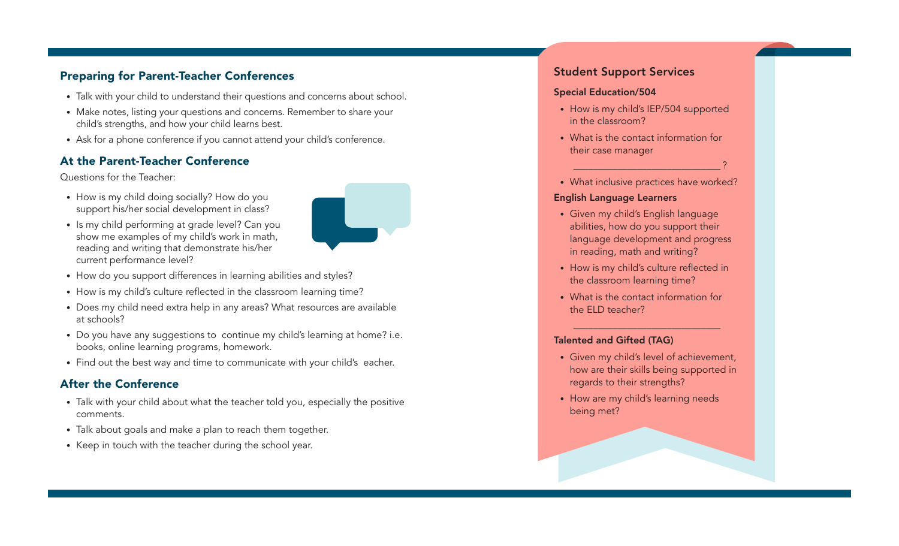## Preparing for Parent-Teacher Conferences

- Talk with your child to understand their questions and concerns about school.
- Make notes, listing your questions and concerns. Remember to share your child's strengths, and how your child learns best.
- Ask for a phone conference if you cannot attend your child's conference.

## At the Parent-Teacher Conference

Questions for the Teacher:

- How is my child doing socially? How do you support his/her social development in class?
- Is my child performing at grade level? Can you show me examples of my child's work in math, reading and writing that demonstrate his/her current performance level?
- How do you support differences in learning abilities and styles?
- How is my child's culture reflected in the classroom learning time?
- Does my child need extra help in any areas? What resources are available at schools?
- Do you have any suggestions to continue my child's learning at home? i.e. books, online learning programs, homework.
- Find out the best way and time to communicate with your child's eacher.

## After the Conference

- Talk with your child about what the teacher told you, especially the positive comments.
- Talk about goals and make a plan to reach them together.
- Keep in touch with the teacher during the school year.

## Student Support Services

### Special Education/504

- How is my child's IEP/504 supported in the classroom?
- What is the contact information for their case manager

  ____________________________ ?
- What inclusive practices have worked?

### English Language Learners

- Given my child's English language abilities, how do you support their language development and progress in reading, math and writing?
- How is my child's culture reflected in the classroom learning time?
- What is the contact information for the ELD teacher?

  ____________________________

### Talented and Gifted (TAG)

- Given my child's level of achievement, how are their skills being supported in regards to their strengths?
- How are my child's learning needs being met?